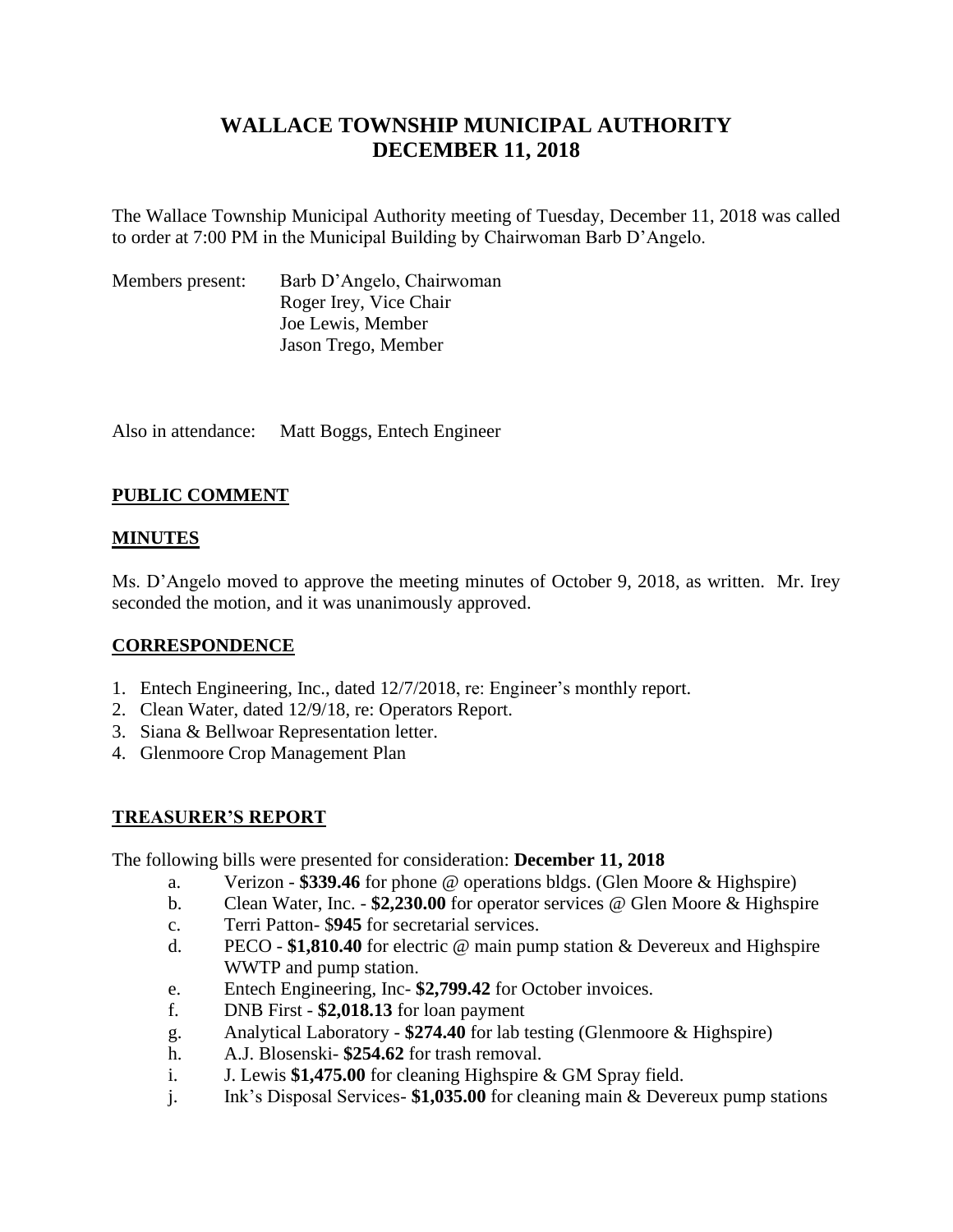# WALLACE TOWNSHIP MUNICIPAL AUTHORITY
# DECEMBER 11, 2018

The Wallace Township Municipal Authority meeting of Tuesday, December 11, 2018 was called to order at 7:00 PM in the Municipal Building by Chairwoman Barb D'Angelo.

Members present: Barb D'Angelo, Chairwoman
Roger Irey, Vice Chair
Joe Lewis, Member
Jason Trego, Member

Also in attendance: Matt Boggs, Entech Engineer

## PUBLIC COMMENT

## MINUTES

Ms. D'Angelo moved to approve the meeting minutes of October 9, 2018, as written. Mr. Irey seconded the motion, and it was unanimously approved.

## CORRESPONDENCE

1. Entech Engineering, Inc., dated 12/7/2018, re: Engineer's monthly report.
2. Clean Water, dated 12/9/18, re: Operators Report.
3. Siana & Bellwoar Representation letter.
4. Glenmoore Crop Management Plan

## TREASURER'S REPORT

The following bills were presented for consideration: **December 11, 2018**

a. Verizon - **$339.46** for phone @ operations bldgs. (Glen Moore & Highspire)
b. Clean Water, Inc. - **$2,230.00** for operator services @ Glen Moore & Highspire
c. Terri Patton- $**945** for secretarial services.
d. PECO - **$1,810.40** for electric @ main pump station & Devereux and Highspire WWTP and pump station.
e. Entech Engineering, Inc- **$2,799.42** for October invoices.
f. DNB First - **$2,018.13** for loan payment
g. Analytical Laboratory - **$274.40** for lab testing (Glenmoore & Highspire)
h. A.J. Blosenski- **$254.62** for trash removal.
i. J. Lewis **$1,475.00** for cleaning Highspire & GM Spray field.
j. Ink's Disposal Services- **$1,035.00** for cleaning main & Devereux pump stations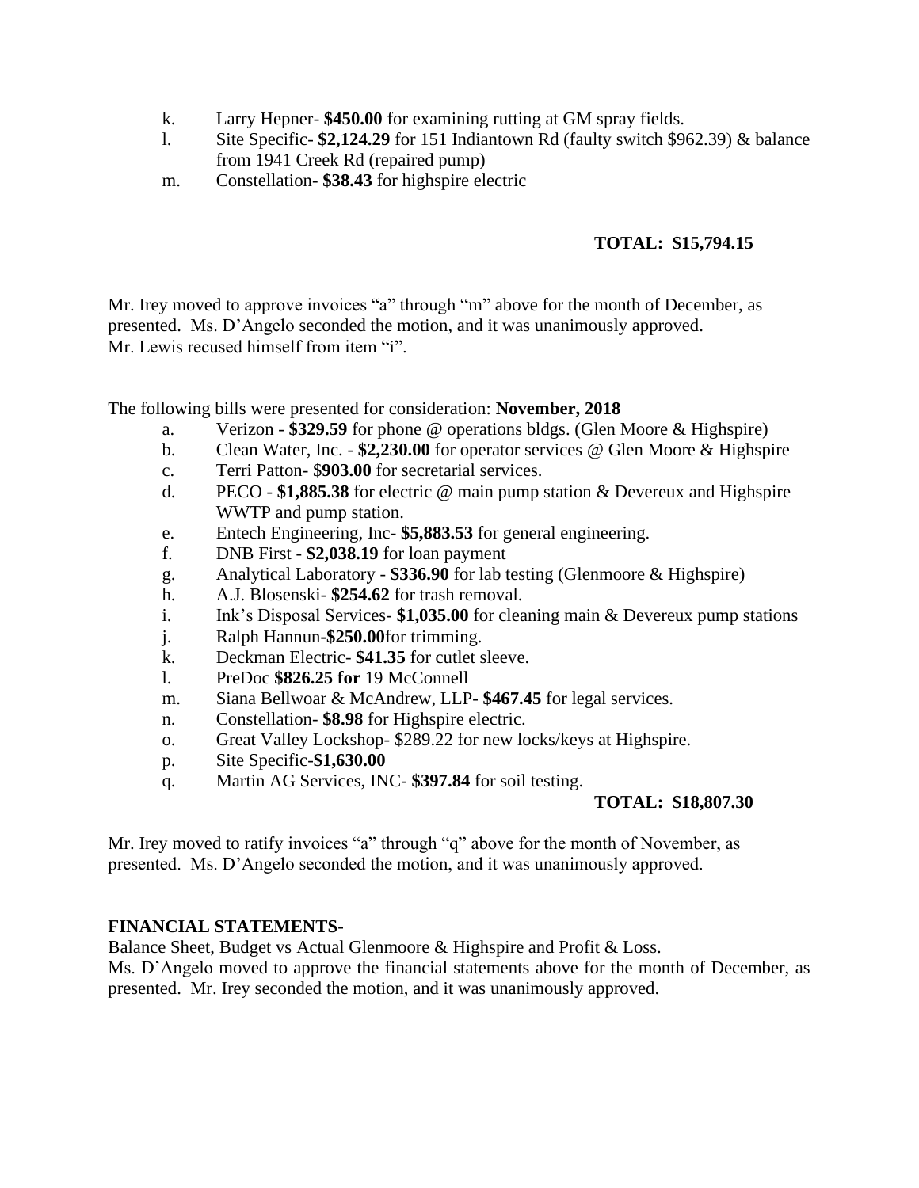k. Larry Hepner- **$450.00** for examining rutting at GM spray fields.
l. Site Specific- **$2,124.29** for 151 Indiantown Rd (faulty switch $962.39) & balance from 1941 Creek Rd (repaired pump)
m. Constellation- **$38.43** for highspire electric

**TOTAL: $15,794.15**

Mr. Irey moved to approve invoices "a" through "m" above for the month of December, as presented. Ms. D'Angelo seconded the motion, and it was unanimously approved. Mr. Lewis recused himself from item "i".

The following bills were presented for consideration: **November, 2018**

a. Verizon - **$329.59** for phone @ operations bldgs. (Glen Moore & Highspire)
b. Clean Water, Inc. - **$2,230.00** for operator services @ Glen Moore & Highspire
c. Terri Patton- $**903.00** for secretarial services.
d. PECO - **$1,885.38** for electric @ main pump station & Devereux and Highspire WWTP and pump station.
e. Entech Engineering, Inc- **$5,883.53** for general engineering.
f. DNB First - **$2,038.19** for loan payment
g. Analytical Laboratory - **$336.90** for lab testing (Glenmoore & Highspire)
h. A.J. Blosenski- **$254.62** for trash removal.
i. Ink's Disposal Services- **$1,035.00** for cleaning main & Devereux pump stations
j. Ralph Hannun-**$250.00**for trimming.
k. Deckman Electric- **$41.35** for cutlet sleeve.
l. PreDoc **$826.25 for** 19 McConnell
m. Siana Bellwoar & McAndrew, LLP- **$467.45** for legal services.
n. Constellation- **$8.98** for Highspire electric.
o. Great Valley Lockshop- $289.22 for new locks/keys at Highspire.
p. Site Specific-**$1,630.00**
q. Martin AG Services, INC- **$397.84** for soil testing.

**TOTAL: $18,807.30**

Mr. Irey moved to ratify invoices "a" through "q" above for the month of November, as presented. Ms. D'Angelo seconded the motion, and it was unanimously approved.

**FINANCIAL STATEMENTS**-

Balance Sheet, Budget vs Actual Glenmoore & Highspire and Profit & Loss.

Ms. D'Angelo moved to approve the financial statements above for the month of December, as presented. Mr. Irey seconded the motion, and it was unanimously approved.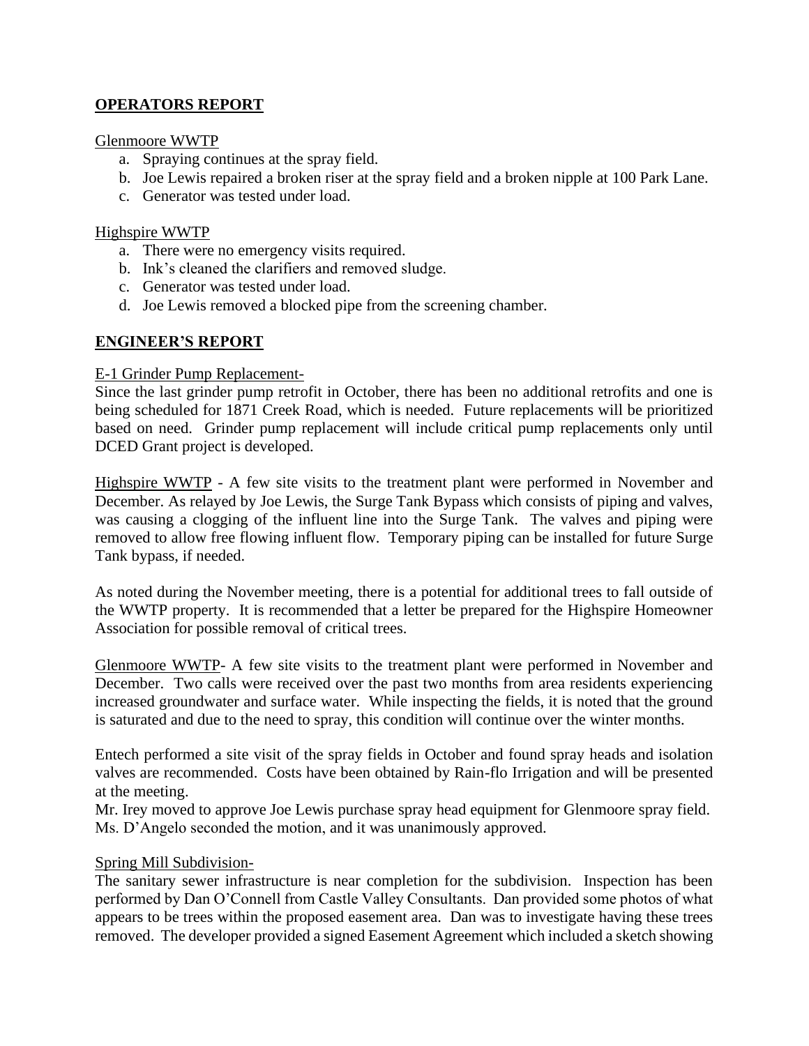## **OPERATORS REPORT**

Glenmoore WWTP

a. Spraying continues at the spray field.
b. Joe Lewis repaired a broken riser at the spray field and a broken nipple at 100 Park Lane.
c. Generator was tested under load.

Highspire WWTP

a. There were no emergency visits required.
b. Ink's cleaned the clarifiers and removed sludge.
c. Generator was tested under load.
d. Joe Lewis removed a blocked pipe from the screening chamber.

## **ENGINEER'S REPORT**

E-1 Grinder Pump Replacement-

Since the last grinder pump retrofit in October, there has been no additional retrofits and one is being scheduled for 1871 Creek Road, which is needed. Future replacements will be prioritized based on need. Grinder pump replacement will include critical pump replacements only until DCED Grant project is developed.

Highspire WWTP - A few site visits to the treatment plant were performed in November and December. As relayed by Joe Lewis, the Surge Tank Bypass which consists of piping and valves, was causing a clogging of the influent line into the Surge Tank. The valves and piping were removed to allow free flowing influent flow. Temporary piping can be installed for future Surge Tank bypass, if needed.

As noted during the November meeting, there is a potential for additional trees to fall outside of the WWTP property. It is recommended that a letter be prepared for the Highspire Homeowner Association for possible removal of critical trees.

Glenmoore WWTP- A few site visits to the treatment plant were performed in November and December. Two calls were received over the past two months from area residents experiencing increased groundwater and surface water. While inspecting the fields, it is noted that the ground is saturated and due to the need to spray, this condition will continue over the winter months.

Entech performed a site visit of the spray fields in October and found spray heads and isolation valves are recommended. Costs have been obtained by Rain-flo Irrigation and will be presented at the meeting.

Mr. Irey moved to approve Joe Lewis purchase spray head equipment for Glenmoore spray field. Ms. D'Angelo seconded the motion, and it was unanimously approved.

Spring Mill Subdivision-

The sanitary sewer infrastructure is near completion for the subdivision. Inspection has been performed by Dan O'Connell from Castle Valley Consultants. Dan provided some photos of what appears to be trees within the proposed easement area. Dan was to investigate having these trees removed. The developer provided a signed Easement Agreement which included a sketch showing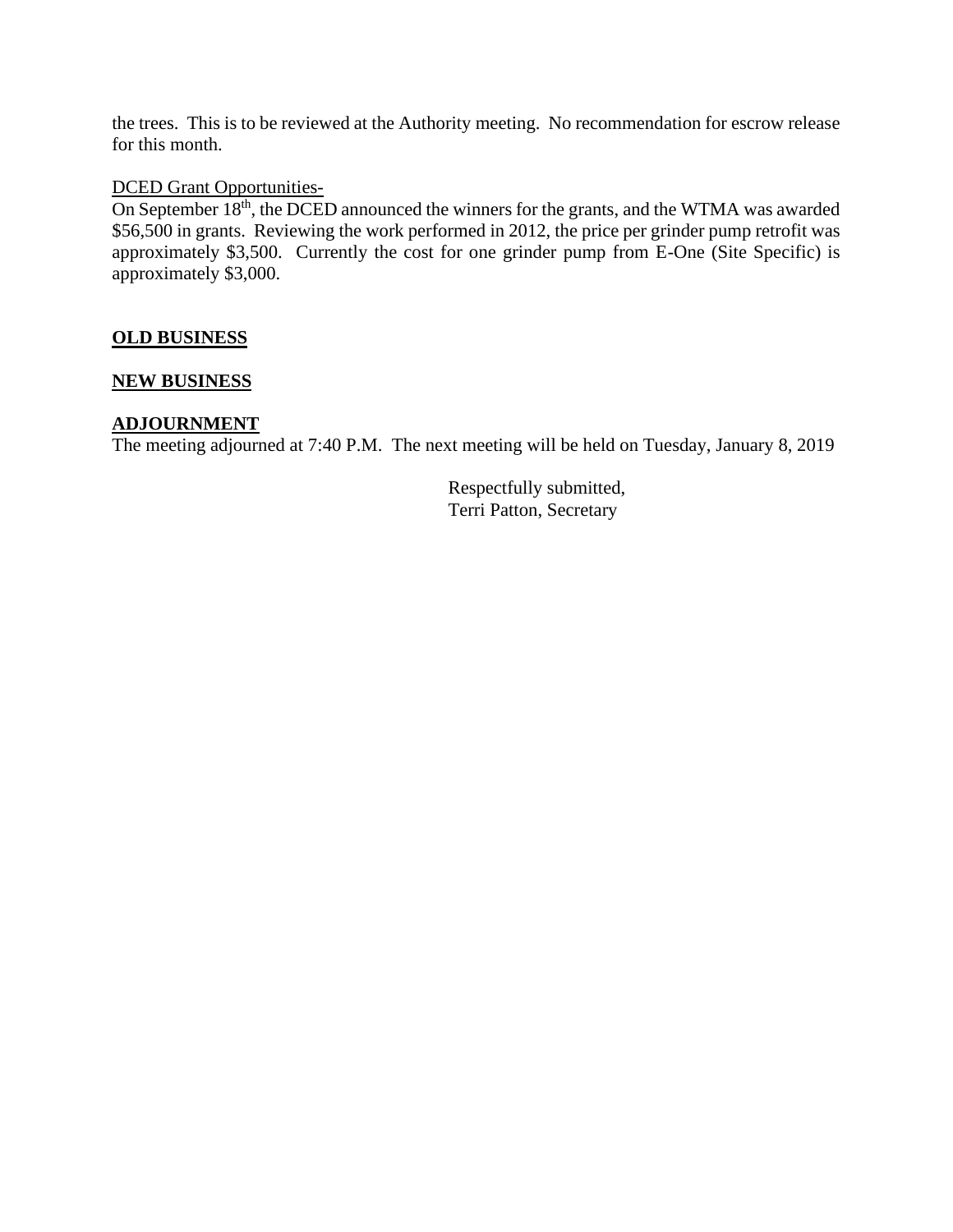the trees. This is to be reviewed at the Authority meeting. No recommendation for escrow release for this month.

DCED Grant Opportunities-

On September 18th, the DCED announced the winners for the grants, and the WTMA was awarded $56,500 in grants. Reviewing the work performed in 2012, the price per grinder pump retrofit was approximately $3,500. Currently the cost for one grinder pump from E-One (Site Specific) is approximately $3,000.

**OLD BUSINESS**

**NEW BUSINESS**

**ADJOURNMENT**

The meeting adjourned at 7:40 P.M. The next meeting will be held on Tuesday, January 8, 2019

Respectfully submitted,
Terri Patton, Secretary